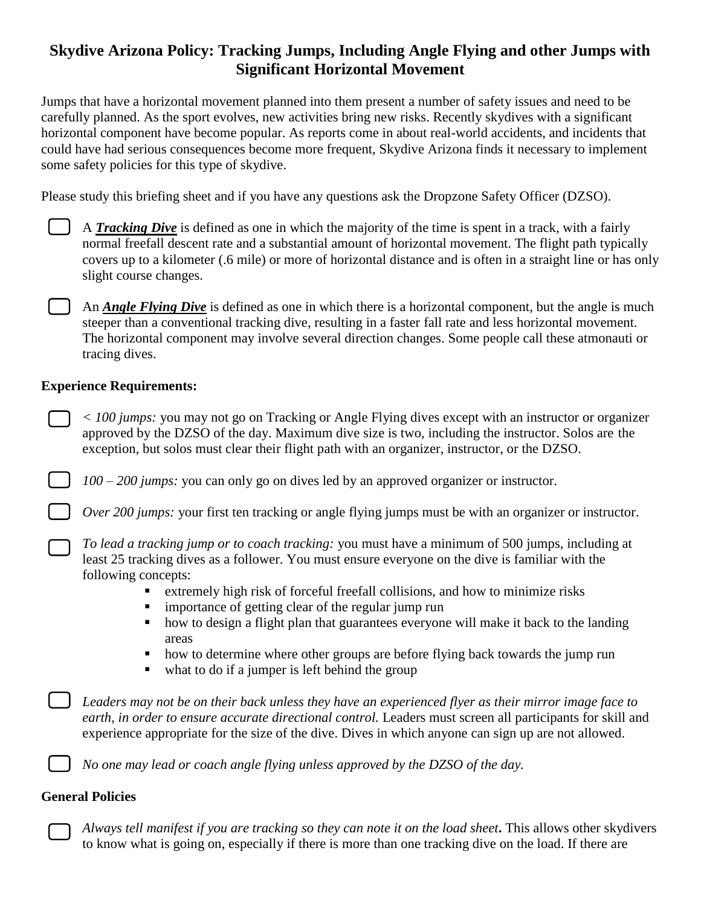# Skydive Arizona Policy: Tracking Jumps, Including Angle Flying and other Jumps with Significant Horizontal Movement

Jumps that have a horizontal movement planned into them present a number of safety issues and need to be carefully planned. As the sport evolves, new activities bring new risks. Recently skydives with a significant horizontal component have become popular. As reports come in about real-world accidents, and incidents that could have had serious consequences become more frequent, Skydive Arizona finds it necessary to implement some safety policies for this type of skydive.

Please study this briefing sheet and if you have any questions ask the Dropzone Safety Officer (DZSO).

- [ ] A ***Tracking Dive*** is defined as one in which the majority of the time is spent in a track, with a fairly normal freefall descent rate and a substantial amount of horizontal movement. The flight path typically covers up to a kilometer (.6 mile) or more of horizontal distance and is often in a straight line or has only slight course changes.

- [ ] An ***Angle Flying Dive*** is defined as one in which there is a horizontal component, but the angle is much steeper than a conventional tracking dive, resulting in a faster fall rate and less horizontal movement. The horizontal component may involve several direction changes. Some people call these atmonauti or tracing dives.

**Experience Requirements:**

- [ ] *< 100 jumps:* you may not go on Tracking or Angle Flying dives except with an instructor or organizer approved by the DZSO of the day. Maximum dive size is two, including the instructor. Solos are the exception, but solos must clear their flight path with an organizer, instructor, or the DZSO.

- [ ] *100 – 200 jumps:* you can only go on dives led by an approved organizer or instructor.

- [ ] *Over 200 jumps:* your first ten tracking or angle flying jumps must be with an organizer or instructor.

- [ ] *To lead a tracking jump or to coach tracking:* you must have a minimum of 500 jumps, including at least 25 tracking dives as a follower. You must ensure everyone on the dive is familiar with the following concepts:
    - extremely high risk of forceful freefall collisions, and how to minimize risks
    - importance of getting clear of the regular jump run
    - how to design a flight plan that guarantees everyone will make it back to the landing areas
    - how to determine where other groups are before flying back towards the jump run
    - what to do if a jumper is left behind the group

- [ ] *Leaders may not be on their back unless they have an experienced flyer as their mirror image face to earth, in order to ensure accurate directional control.* Leaders must screen all participants for skill and experience appropriate for the size of the dive. Dives in which anyone can sign up are not allowed.

- [ ] *No one may lead or coach angle flying unless approved by the DZSO of the day.*

**General Policies**

- [ ] *Always tell manifest if you are tracking so they can note it on the load sheet***.** This allows other skydivers to know what is going on, especially if there is more than one tracking dive on the load. If there are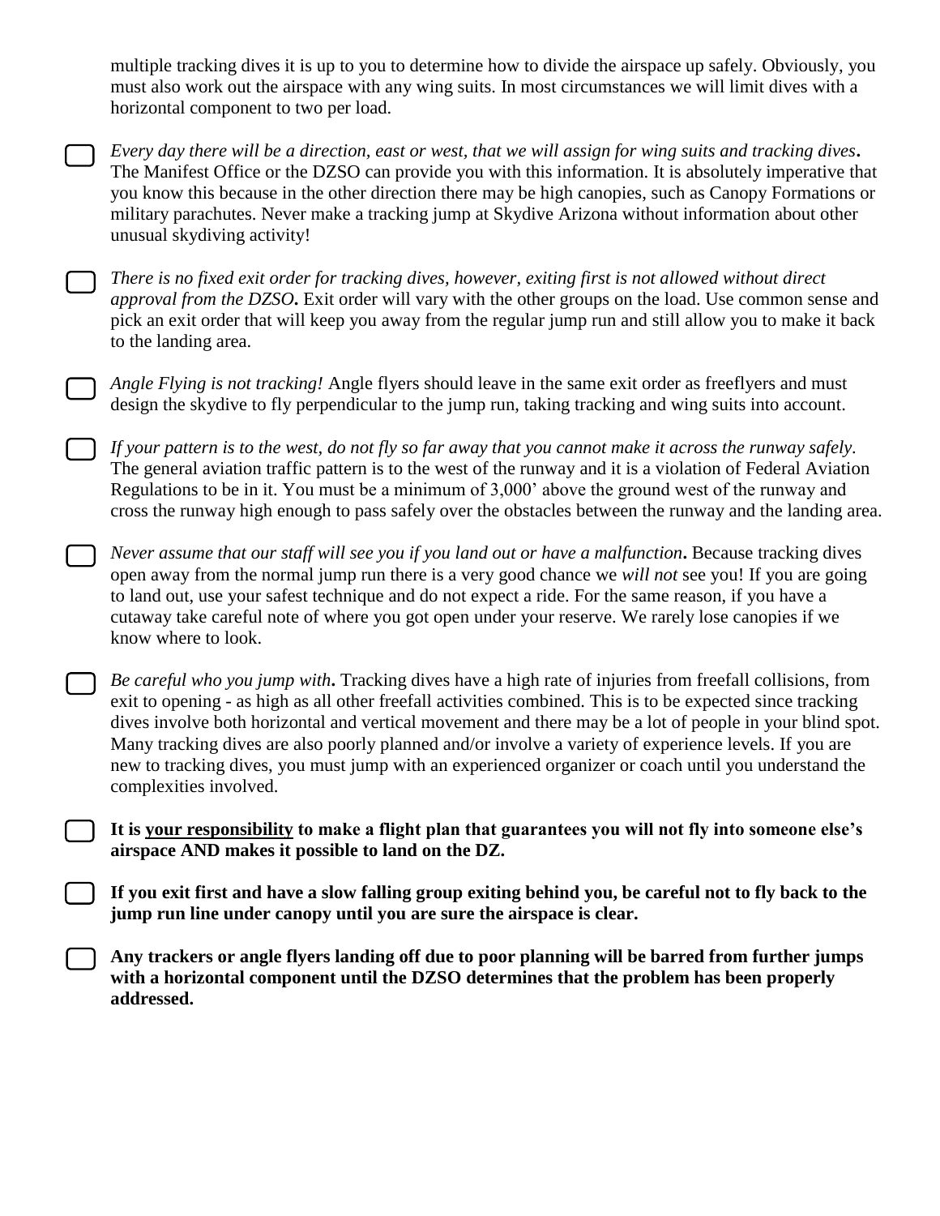multiple tracking dives it is up to you to determine how to divide the airspace up safely. Obviously, you must also work out the airspace with any wing suits. In most circumstances we will limit dives with a horizontal component to two per load.

- [ ] *Every day there will be a direction, east or west, that we will assign for wing suits and tracking dives***.** The Manifest Office or the DZSO can provide you with this information. It is absolutely imperative that you know this because in the other direction there may be high canopies, such as Canopy Formations or military parachutes. Never make a tracking jump at Skydive Arizona without information about other unusual skydiving activity!

- [ ] *There is no fixed exit order for tracking dives, however, exiting first is not allowed without direct approval from the DZSO***.** Exit order will vary with the other groups on the load. Use common sense and pick an exit order that will keep you away from the regular jump run and still allow you to make it back to the landing area.

- [ ] *Angle Flying is not tracking!* Angle flyers should leave in the same exit order as freeflyers and must design the skydive to fly perpendicular to the jump run, taking tracking and wing suits into account.

- [ ] *If your pattern is to the west, do not fly so far away that you cannot make it across the runway safely.* The general aviation traffic pattern is to the west of the runway and it is a violation of Federal Aviation Regulations to be in it. You must be a minimum of 3,000' above the ground west of the runway and cross the runway high enough to pass safely over the obstacles between the runway and the landing area.

- [ ] *Never assume that our staff will see you if you land out or have a malfunction***.** Because tracking dives open away from the normal jump run there is a very good chance we *will not* see you! If you are going to land out, use your safest technique and do not expect a ride. For the same reason, if you have a cutaway take careful note of where you got open under your reserve. We rarely lose canopies if we know where to look.

- [ ] *Be careful who you jump with***.** Tracking dives have a high rate of injuries from freefall collisions, from exit to opening - as high as all other freefall activities combined. This is to be expected since tracking dives involve both horizontal and vertical movement and there may be a lot of people in your blind spot. Many tracking dives are also poorly planned and/or involve a variety of experience levels. If you are new to tracking dives, you must jump with an experienced organizer or coach until you understand the complexities involved.

- [ ] **It is <u>your responsibility</u> to make a flight plan that guarantees you will not fly into someone else's airspace AND makes it possible to land on the DZ.**

- [ ] **If you exit first and have a slow falling group exiting behind you, be careful not to fly back to the jump run line under canopy until you are sure the airspace is clear.**

- [ ] **Any trackers or angle flyers landing off due to poor planning will be barred from further jumps with a horizontal component until the DZSO determines that the problem has been properly addressed.**